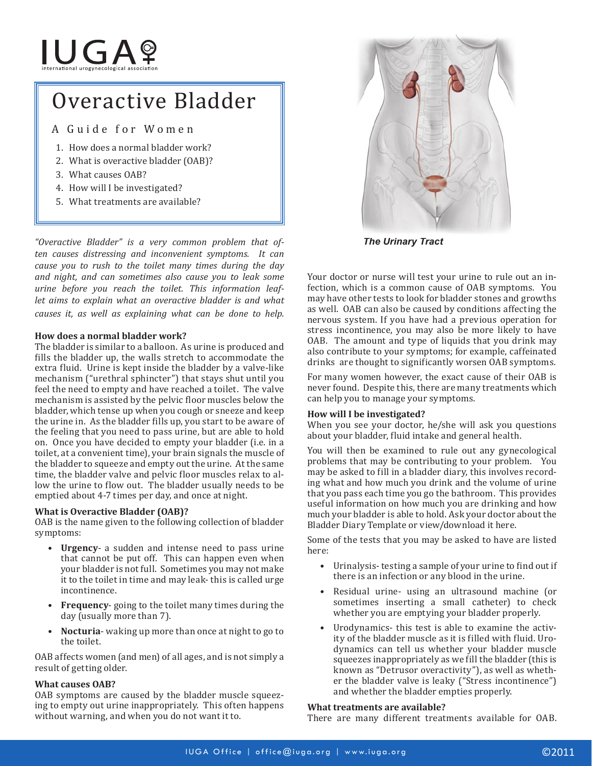IUGA
international urogynecological association

# Overactive Bladder

## A Guide for Women

1. How does a normal bladder work?
2. What is overactive bladder (OAB)?
3. What causes OAB?
4. How will I be investigated?
5. What treatments are available?

*"Overactive Bladder" is a very common problem that often causes distressing and inconvenient symptoms. It can cause you to rush to the toilet many times during the day and night, and can sometimes also cause you to leak some urine before you reach the toilet. This information leaflet aims to explain what an overactive bladder is and what causes it, as well as explaining what can be done to help.*

### How does a normal bladder work?

The bladder is similar to a balloon. As urine is produced and fills the bladder up, the walls stretch to accommodate the extra fluid. Urine is kept inside the bladder by a valve-like mechanism ("urethral sphincter") that stays shut until you feel the need to empty and have reached a toilet. The valve mechanism is assisted by the pelvic floor muscles below the bladder, which tense up when you cough or sneeze and keep the urine in. As the bladder fills up, you start to be aware of the feeling that you need to pass urine, but are able to hold on. Once you have decided to empty your bladder (i.e. in a toilet, at a convenient time), your brain signals the muscle of the bladder to squeeze and empty out the urine. At the same time, the bladder valve and pelvic floor muscles relax to allow the urine to flow out. The bladder usually needs to be emptied about 4-7 times per day, and once at night.

### What is Overactive Bladder (OAB)?

OAB is the name given to the following collection of bladder symptoms:

- **Urgency**- a sudden and intense need to pass urine that cannot be put off. This can happen even when your bladder is not full. Sometimes you may not make it to the toilet in time and may leak- this is called urge incontinence.
- **Frequency**- going to the toilet many times during the day (usually more than 7).
- **Nocturia**- waking up more than once at night to go to the toilet.

OAB affects women (and men) of all ages, and is not simply a result of getting older.

### What causes OAB?

OAB symptoms are caused by the bladder muscle squeezing to empty out urine inappropriately. This often happens without warning, and when you do not want it to.

*The Urinary Tract*

Your doctor or nurse will test your urine to rule out an infection, which is a common cause of OAB symptoms. You may have other tests to look for bladder stones and growths as well. OAB can also be caused by conditions affecting the nervous system. If you have had a previous operation for stress incontinence, you may also be more likely to have OAB. The amount and type of liquids that you drink may also contribute to your symptoms; for example, caffeinated drinks are thought to significantly worsen OAB symptoms.

For many women however, the exact cause of their OAB is never found. Despite this, there are many treatments which can help you to manage your symptoms.

### How will I be investigated?

When you see your doctor, he/she will ask you questions about your bladder, fluid intake and general health.

You will then be examined to rule out any gynecological problems that may be contributing to your problem. You may be asked to fill in a bladder diary, this involves recording what and how much you drink and the volume of urine that you pass each time you go the bathroom. This provides useful information on how much you are drinking and how much your bladder is able to hold. Ask your doctor about the Bladder Diary Template or view/download it here.

Some of the tests that you may be asked to have are listed here:

- Urinalysis- testing a sample of your urine to find out if there is an infection or any blood in the urine.
- Residual urine- using an ultrasound machine (or sometimes inserting a small catheter) to check whether you are emptying your bladder properly.
- Urodynamics- this test is able to examine the activity of the bladder muscle as it is filled with fluid. Urodynamics can tell us whether your bladder muscle squeezes inappropriately as we fill the bladder (this is known as "Detrusor overactivity"), as well as whether the bladder valve is leaky ("Stress incontinence") and whether the bladder empties properly.

### What treatments are available?

There are many different treatments available for OAB.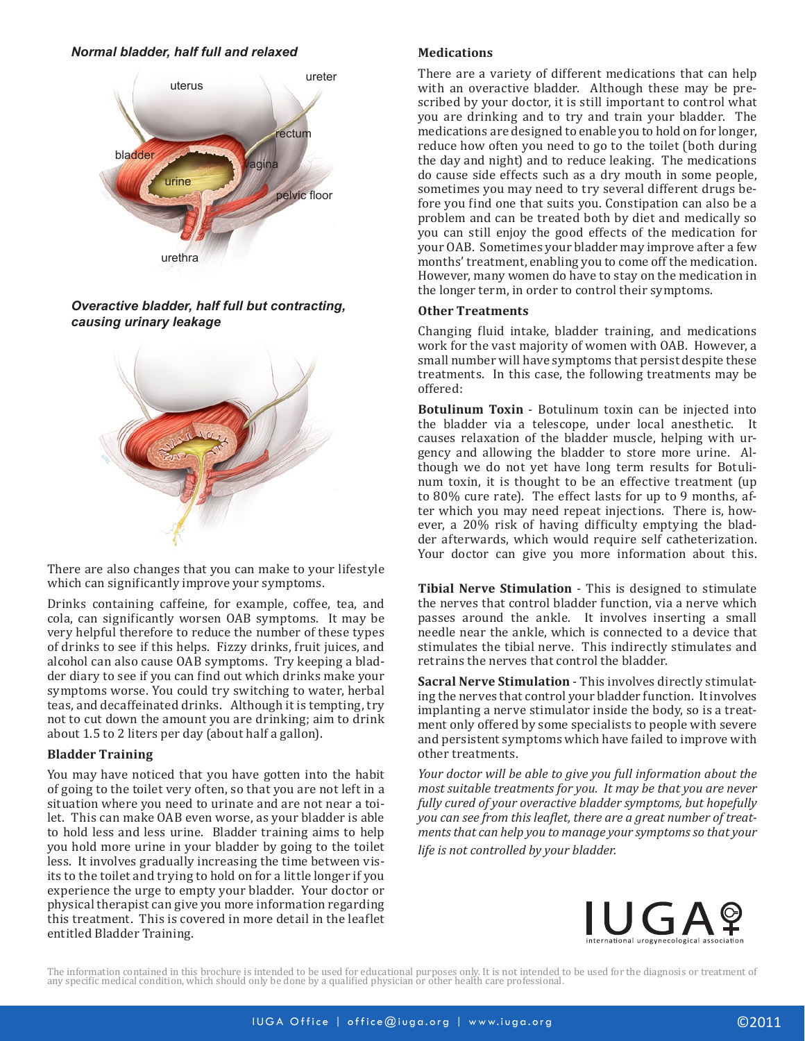*Normal bladder, half full and relaxed*

uterus

ureter

rectum

bladder

vagina

urine

pelvic floor

urethra

*Overactive bladder, half full but contracting, causing urinary leakage*

There are also changes that you can make to your lifestyle which can significantly improve your symptoms.

Drinks containing caffeine, for example, coffee, tea, and cola, can significantly worsen OAB symptoms. It may be very helpful therefore to reduce the number of these types of drinks to see if this helps. Fizzy drinks, fruit juices, and alcohol can also cause OAB symptoms. Try keeping a bladder diary to see if you can find out which drinks make your symptoms worse. You could try switching to water, herbal teas, and decaffeinated drinks. Although it is tempting, try not to cut down the amount you are drinking; aim to drink about 1.5 to 2 liters per day (about half a gallon).

### Bladder Training

You may have noticed that you have gotten into the habit of going to the toilet very often, so that you are not left in a situation where you need to urinate and are not near a toilet. This can make OAB even worse, as your bladder is able to hold less and less urine. Bladder training aims to help you hold more urine in your bladder by going to the toilet less. It involves gradually increasing the time between visits to the toilet and trying to hold on for a little longer if you experience the urge to empty your bladder. Your doctor or physical therapist can give you more information regarding this treatment. This is covered in more detail in the leaflet entitled Bladder Training.

### Medications

There are a variety of different medications that can help with an overactive bladder. Although these may be prescribed by your doctor, it is still important to control what you are drinking and to try and train your bladder. The medications are designed to enable you to hold on for longer, reduce how often you need to go to the toilet (both during the day and night) and to reduce leaking. The medications do cause side effects such as a dry mouth in some people, sometimes you may need to try several different drugs before you find one that suits you. Constipation can also be a problem and can be treated both by diet and medically so you can still enjoy the good effects of the medication for your OAB. Sometimes your bladder may improve after a few months' treatment, enabling you to come off the medication. However, many women do have to stay on the medication in the longer term, in order to control their symptoms.

### Other Treatments

Changing fluid intake, bladder training, and medications work for the vast majority of women with OAB. However, a small number will have symptoms that persist despite these treatments. In this case, the following treatments may be offered:

**Botulinum Toxin** - Botulinum toxin can be injected into the bladder via a telescope, under local anesthetic. It causes relaxation of the bladder muscle, helping with urgency and allowing the bladder to store more urine. Although we do not yet have long term results for Botulinum toxin, it is thought to be an effective treatment (up to 80% cure rate). The effect lasts for up to 9 months, after which you may need repeat injections. There is, however, a 20% risk of having difficulty emptying the bladder afterwards, which would require self catheterization. Your doctor can give you more information about this.

**Tibial Nerve Stimulation** - This is designed to stimulate the nerves that control bladder function, via a nerve which passes around the ankle. It involves inserting a small needle near the ankle, which is connected to a device that stimulates the tibial nerve. This indirectly stimulates and retrains the nerves that control the bladder.

**Sacral Nerve Stimulation** - This involves directly stimulating the nerves that control your bladder function. It involves implanting a nerve stimulator inside the body, so is a treatment only offered by some specialists to people with severe and persistent symptoms which have failed to improve with other treatments.

*Your doctor will be able to give you full information about the most suitable treatments for you. It may be that you are never fully cured of your overactive bladder symptoms, but hopefully you can see from this leaflet, there are a great number of treatments that can help you to manage your symptoms so that your life is not controlled by your bladder.*

IUGA international urogynecological association

The information contained in this brochure is intended to be used for educational purposes only. It is not intended to be used for the diagnosis or treatment of any specific medical condition, which should only be done by a qualified physician or other health care professional.

IUGA Office | office@iuga.org | www.iuga.org ©2011